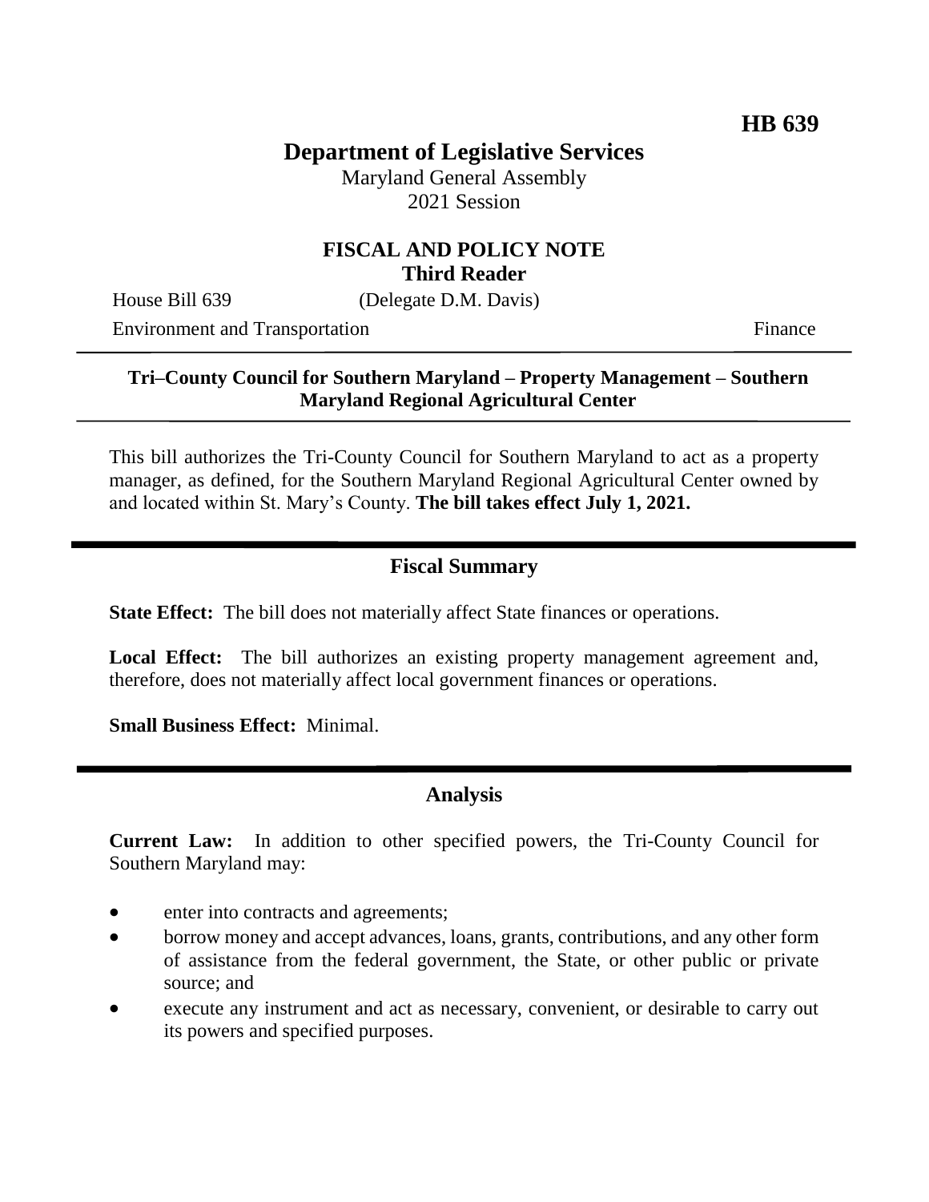HB 639

# Department of Legislative Services

Maryland General Assembly
2021 Session

## FISCAL AND POLICY NOTE
**Third Reader**

House Bill 639 (Delegate D.M. Davis)

Environment and Transportation Finance

**Tri–County Council for Southern Maryland – Property Management – Southern Maryland Regional Agricultural Center**

This bill authorizes the Tri-County Council for Southern Maryland to act as a property manager, as defined, for the Southern Maryland Regional Agricultural Center owned by and located within St. Mary's County. **The bill takes effect July 1, 2021.**

## Fiscal Summary

**State Effect:** The bill does not materially affect State finances or operations.

**Local Effect:** The bill authorizes an existing property management agreement and, therefore, does not materially affect local government finances or operations.

**Small Business Effect:** Minimal.

## Analysis

**Current Law:** In addition to other specified powers, the Tri-County Council for Southern Maryland may:

- enter into contracts and agreements;
- borrow money and accept advances, loans, grants, contributions, and any other form of assistance from the federal government, the State, or other public or private source; and
- execute any instrument and act as necessary, convenient, or desirable to carry out its powers and specified purposes.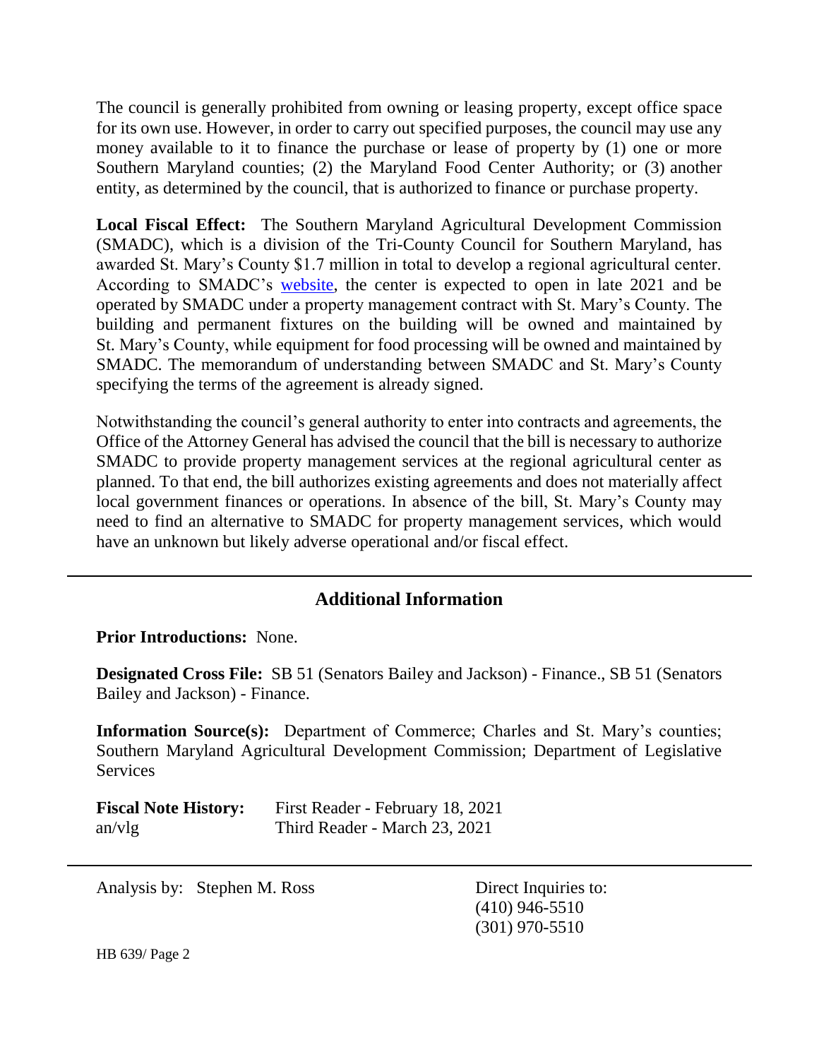The council is generally prohibited from owning or leasing property, except office space for its own use. However, in order to carry out specified purposes, the council may use any money available to it to finance the purchase or lease of property by (1) one or more Southern Maryland counties; (2) the Maryland Food Center Authority; or (3) another entity, as determined by the council, that is authorized to finance or purchase property.

**Local Fiscal Effect:** The Southern Maryland Agricultural Development Commission (SMADC), which is a division of the Tri-County Council for Southern Maryland, has awarded St. Mary's County $1.7 million in total to develop a regional agricultural center. According to SMADC's website, the center is expected to open in late 2021 and be operated by SMADC under a property management contract with St. Mary's County. The building and permanent fixtures on the building will be owned and maintained by St. Mary's County, while equipment for food processing will be owned and maintained by SMADC. The memorandum of understanding between SMADC and St. Mary's County specifying the terms of the agreement is already signed.

Notwithstanding the council's general authority to enter into contracts and agreements, the Office of the Attorney General has advised the council that the bill is necessary to authorize SMADC to provide property management services at the regional agricultural center as planned. To that end, the bill authorizes existing agreements and does not materially affect local government finances or operations. In absence of the bill, St. Mary's County may need to find an alternative to SMADC for property management services, which would have an unknown but likely adverse operational and/or fiscal effect.

## Additional Information

**Prior Introductions:** None.

**Designated Cross File:** SB 51 (Senators Bailey and Jackson) - Finance., SB 51 (Senators Bailey and Jackson) - Finance.

**Information Source(s):** Department of Commerce; Charles and St. Mary's counties; Southern Maryland Agricultural Development Commission; Department of Legislative Services

**Fiscal Note History:** First Reader - February 18, 2021
an/vlg Third Reader - March 23, 2021

Analysis by: Stephen M. Ross

Direct Inquiries to:
(410) 946-5510
(301) 970-5510